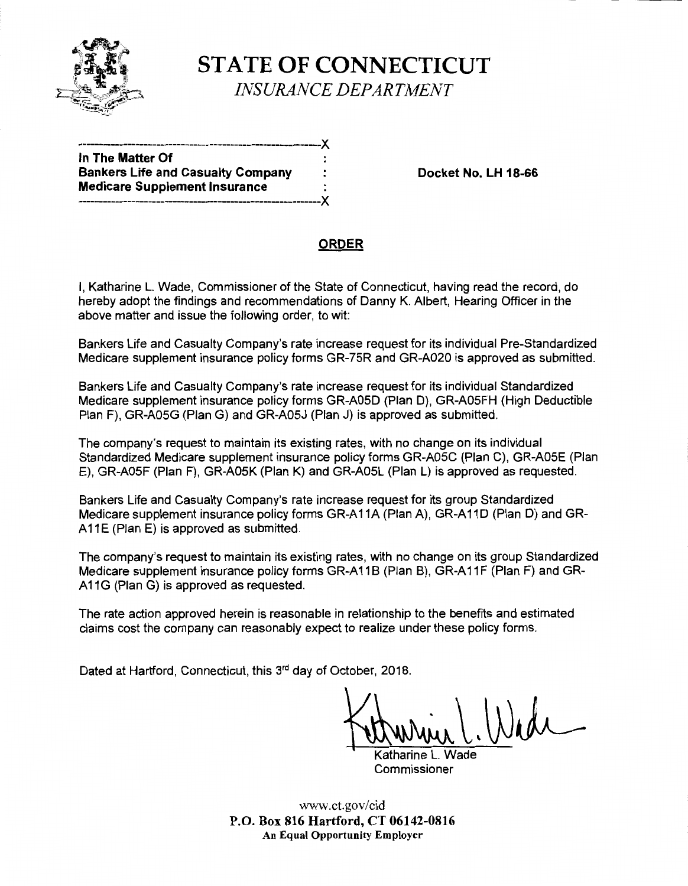# STATE OF CONNECTICUT

*INSURANCE DEPARTMENT*

---

**In The Matter Of**
**Bankers Life and Casualty Company**
**Medicare Supplement Insurance**

**Docket No. LH 18-66**

---

## ORDER

I, Katharine L. Wade, Commissioner of the State of Connecticut, having read the record, do hereby adopt the findings and recommendations of Danny K. Albert, Hearing Officer in the above matter and issue the following order, to wit:

Bankers Life and Casualty Company's rate increase request for its individual Pre-Standardized Medicare supplement insurance policy forms GR-75R and GR-A020 is approved as submitted.

Bankers Life and Casualty Company's rate increase request for its individual Standardized Medicare supplement insurance policy forms GR-A05D (Plan D), GR-A05FH (High Deductible Plan F), GR-A05G (Plan G) and GR-A05J (Plan J) is approved as submitted.

The company's request to maintain its existing rates, with no change on its individual Standardized Medicare supplement insurance policy forms GR-A05C (Plan C), GR-A05E (Plan E), GR-A05F (Plan F), GR-A05K (Plan K) and GR-A05L (Plan L) is approved as requested.

Bankers Life and Casualty Company's rate increase request for its group Standardized Medicare supplement insurance policy forms GR-A11A (Plan A), GR-A11D (Plan D) and GR-A11E (Plan E) is approved as submitted.

The company's request to maintain its existing rates, with no change on its group Standardized Medicare supplement insurance policy forms GR-A11B (Plan B), GR-A11F (Plan F) and GR-A11G (Plan G) is approved as requested.

The rate action approved herein is reasonable in relationship to the benefits and estimated claims cost the company can reasonably expect to realize under these policy forms.

Dated at Hartford, Connecticut, this 3rd day of October, 2018.

Katharine L. Wade
Commissioner

www.ct.gov/cid
**P.O. Box 816 Hartford, CT 06142-0816**
**An Equal Opportunity Employer**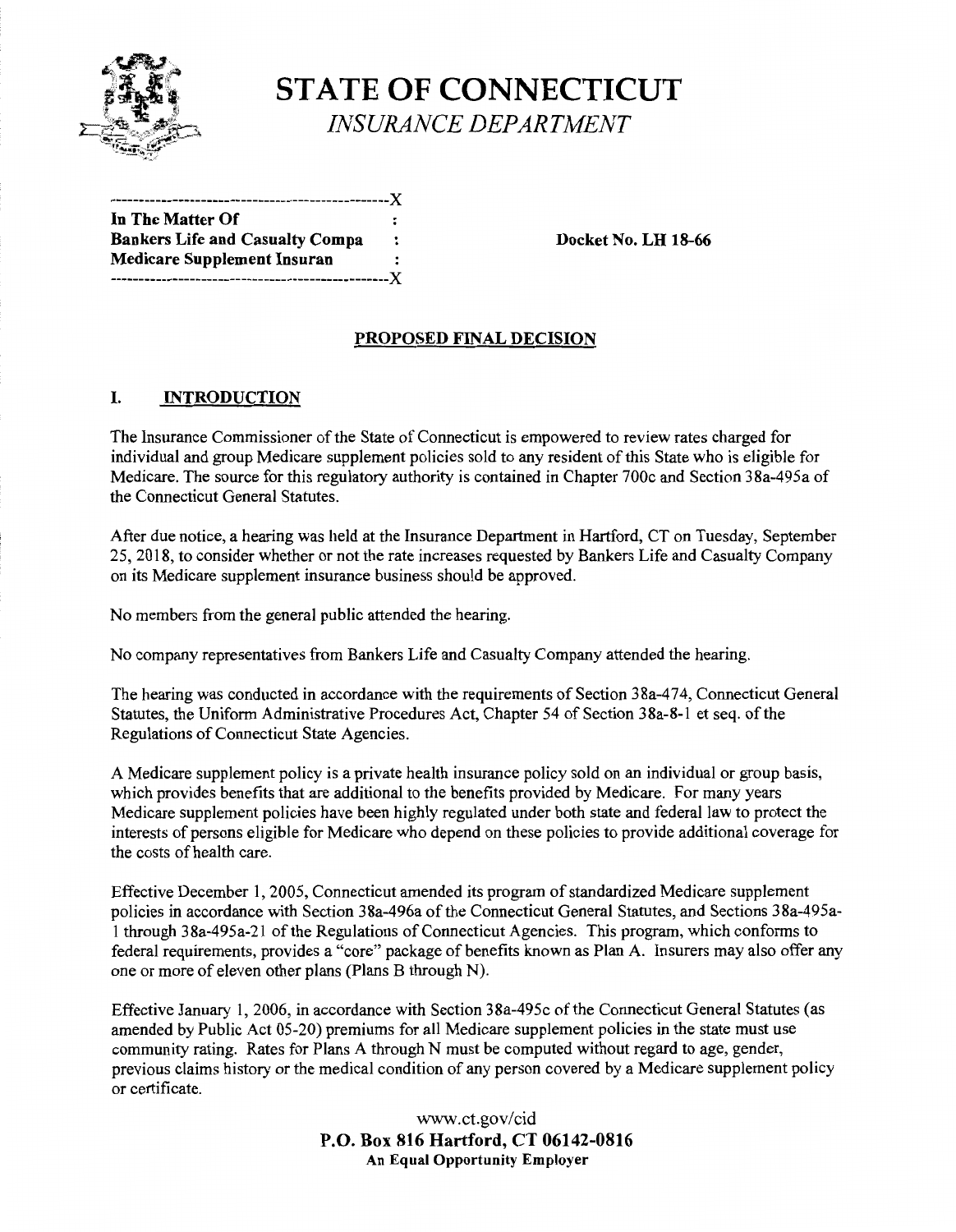# STATE OF CONNECTICUT

*INSURANCE DEPARTMENT*

```
-------------------------------------------------X
In The Matter Of                                 :
Bankers Life and Casualty Compa                  :      Docket No. LH 18-66
Medicare Supplement Insuran                      :
-------------------------------------------------X
```

## PROPOSED FINAL DECISION

### I. INTRODUCTION

The Insurance Commissioner of the State of Connecticut is empowered to review rates charged for individual and group Medicare supplement policies sold to any resident of this State who is eligible for Medicare. The source for this regulatory authority is contained in Chapter 700c and Section 38a-495a of the Connecticut General Statutes.

After due notice, a hearing was held at the Insurance Department in Hartford, CT on Tuesday, September 25, 2018, to consider whether or not the rate increases requested by Bankers Life and Casualty Company on its Medicare supplement insurance business should be approved.

No members from the general public attended the hearing.

No company representatives from Bankers Life and Casualty Company attended the hearing.

The hearing was conducted in accordance with the requirements of Section 38a-474, Connecticut General Statutes, the Uniform Administrative Procedures Act, Chapter 54 of Section 38a-8-1 et seq. of the Regulations of Connecticut State Agencies.

A Medicare supplement policy is a private health insurance policy sold on an individual or group basis, which provides benefits that are additional to the benefits provided by Medicare. For many years Medicare supplement policies have been highly regulated under both state and federal law to protect the interests of persons eligible for Medicare who depend on these policies to provide additional coverage for the costs of health care.

Effective December 1, 2005, Connecticut amended its program of standardized Medicare supplement policies in accordance with Section 38a-496a of the Connecticut General Statutes, and Sections 38a-495a-1 through 38a-495a-21 of the Regulations of Connecticut Agencies. This program, which conforms to federal requirements, provides a "core" package of benefits known as Plan A. Insurers may also offer any one or more of eleven other plans (Plans B through N).

Effective January 1, 2006, in accordance with Section 38a-495c of the Connecticut General Statutes (as amended by Public Act 05-20) premiums for all Medicare supplement policies in the state must use community rating. Rates for Plans A through N must be computed without regard to age, gender, previous claims history or the medical condition of any person covered by a Medicare supplement policy or certificate.

www.ct.gov/cid
**P.O. Box 816 Hartford, CT 06142-0816**
**An Equal Opportunity Employer**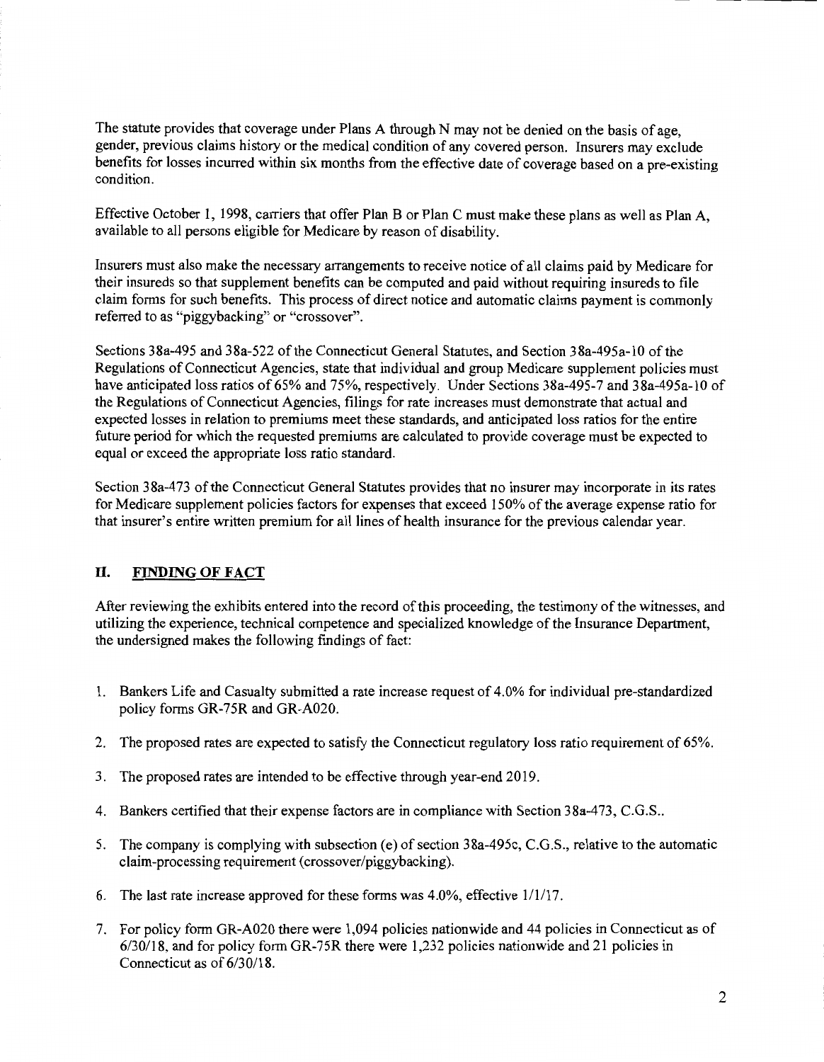The statute provides that coverage under Plans A through N may not be denied on the basis of age, gender, previous claims history or the medical condition of any covered person. Insurers may exclude benefits for losses incurred within six months from the effective date of coverage based on a pre-existing condition.

Effective October 1, 1998, carriers that offer Plan B or Plan C must make these plans as well as Plan A, available to all persons eligible for Medicare by reason of disability.

Insurers must also make the necessary arrangements to receive notice of all claims paid by Medicare for their insureds so that supplement benefits can be computed and paid without requiring insureds to file claim forms for such benefits. This process of direct notice and automatic claims payment is commonly referred to as "piggybacking" or "crossover".

Sections 38a-495 and 38a-522 of the Connecticut General Statutes, and Section 38a-495a-10 of the Regulations of Connecticut Agencies, state that individual and group Medicare supplement policies must have anticipated loss ratios of 65% and 75%, respectively. Under Sections 38a-495-7 and 38a-495a-10 of the Regulations of Connecticut Agencies, filings for rate increases must demonstrate that actual and expected losses in relation to premiums meet these standards, and anticipated loss ratios for the entire future period for which the requested premiums are calculated to provide coverage must be expected to equal or exceed the appropriate loss ratio standard.

Section 38a-473 of the Connecticut General Statutes provides that no insurer may incorporate in its rates for Medicare supplement policies factors for expenses that exceed 150% of the average expense ratio for that insurer's entire written premium for all lines of health insurance for the previous calendar year.

## II. FINDING OF FACT

After reviewing the exhibits entered into the record of this proceeding, the testimony of the witnesses, and utilizing the experience, technical competence and specialized knowledge of the Insurance Department, the undersigned makes the following findings of fact:

1. Bankers Life and Casualty submitted a rate increase request of 4.0% for individual pre-standardized policy forms GR-75R and GR-A020.
2. The proposed rates are expected to satisfy the Connecticut regulatory loss ratio requirement of 65%.
3. The proposed rates are intended to be effective through year-end 2019.
4. Bankers certified that their expense factors are in compliance with Section 38a-473, C.G.S..
5. The company is complying with subsection (e) of section 38a-495c, C.G.S., relative to the automatic claim-processing requirement (crossover/piggybacking).
6. The last rate increase approved for these forms was 4.0%, effective 1/1/17.
7. For policy form GR-A020 there were 1,094 policies nationwide and 44 policies in Connecticut as of 6/30/18, and for policy form GR-75R there were 1,232 policies nationwide and 21 policies in Connecticut as of 6/30/18.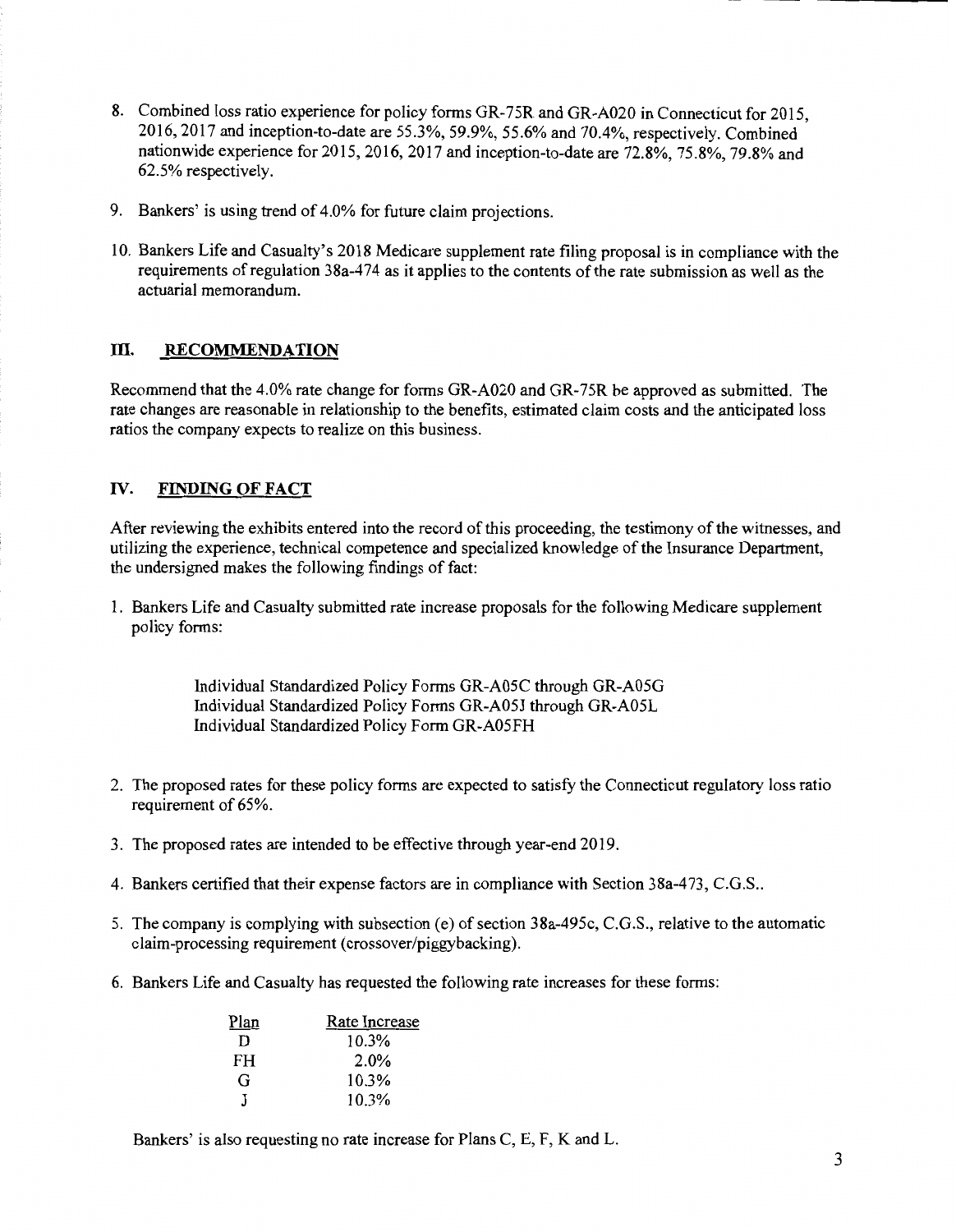8. Combined loss ratio experience for policy forms GR-75R and GR-A020 in Connecticut for 2015, 2016, 2017 and inception-to-date are 55.3%, 59.9%, 55.6% and 70.4%, respectively. Combined nationwide experience for 2015, 2016, 2017 and inception-to-date are 72.8%, 75.8%, 79.8% and 62.5% respectively.

9. Bankers' is using trend of 4.0% for future claim projections.

10. Bankers Life and Casualty's 2018 Medicare supplement rate filing proposal is in compliance with the requirements of regulation 38a-474 as it applies to the contents of the rate submission as well as the actuarial memorandum.

## III. RECOMMENDATION

Recommend that the 4.0% rate change for forms GR-A020 and GR-75R be approved as submitted. The rate changes are reasonable in relationship to the benefits, estimated claim costs and the anticipated loss ratios the company expects to realize on this business.

## IV. FINDING OF FACT

After reviewing the exhibits entered into the record of this proceeding, the testimony of the witnesses, and utilizing the experience, technical competence and specialized knowledge of the Insurance Department, the undersigned makes the following findings of fact:

1. Bankers Life and Casualty submitted rate increase proposals for the following Medicare supplement policy forms:

   Individual Standardized Policy Forms GR-A05C through GR-A05G
   Individual Standardized Policy Forms GR-A05J through GR-A05L
   Individual Standardized Policy Form GR-A05FH

2. The proposed rates for these policy forms are expected to satisfy the Connecticut regulatory loss ratio requirement of 65%.

3. The proposed rates are intended to be effective through year-end 2019.

4. Bankers certified that their expense factors are in compliance with Section 38a-473, C.G.S..

5. The company is complying with subsection (e) of section 38a-495c, C.G.S., relative to the automatic claim-processing requirement (crossover/piggybacking).

6. Bankers Life and Casualty has requested the following rate increases for these forms:

| Plan | Rate Increase |
|---|---|
| D | 10.3% |
| FH | 2.0% |
| G | 10.3% |
| J | 10.3% |

Bankers' is also requesting no rate increase for Plans C, E, F, K and L.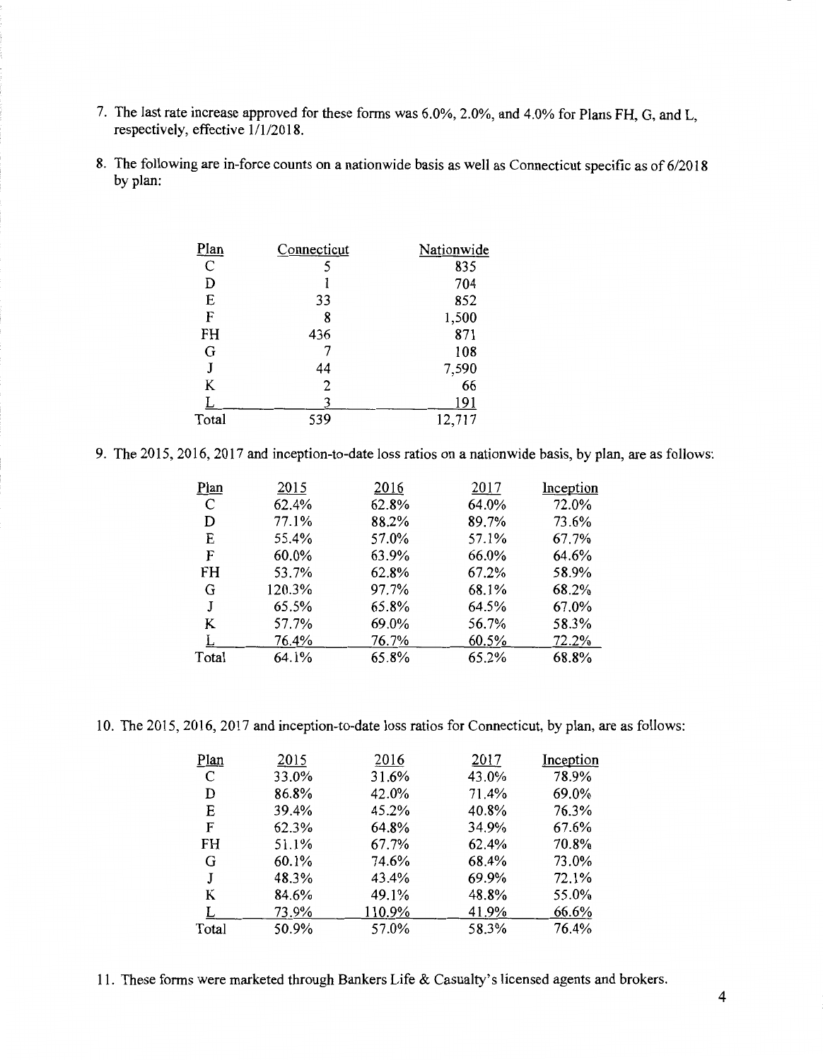7. The last rate increase approved for these forms was 6.0%, 2.0%, and 4.0% for Plans FH, G, and L, respectively, effective 1/1/2018.

8. The following are in-force counts on a nationwide basis as well as Connecticut specific as of 6/2018 by plan:

| Plan | Connecticut | Nationwide |
|---|---|---|
| C | 5 | 835 |
| D | 1 | 704 |
| E | 33 | 852 |
| F | 8 | 1,500 |
| FH | 436 | 871 |
| G | 7 | 108 |
| J | 44 | 7,590 |
| K | 2 | 66 |
| L | 3 | 191 |
| Total | 539 | 12,717 |

9. The 2015, 2016, 2017 and inception-to-date loss ratios on a nationwide basis, by plan, are as follows:

| Plan | 2015 | 2016 | 2017 | Inception |
|---|---|---|---|---|
| C | 62.4% | 62.8% | 64.0% | 72.0% |
| D | 77.1% | 88.2% | 89.7% | 73.6% |
| E | 55.4% | 57.0% | 57.1% | 67.7% |
| F | 60.0% | 63.9% | 66.0% | 64.6% |
| FH | 53.7% | 62.8% | 67.2% | 58.9% |
| G | 120.3% | 97.7% | 68.1% | 68.2% |
| J | 65.5% | 65.8% | 64.5% | 67.0% |
| K | 57.7% | 69.0% | 56.7% | 58.3% |
| L | 76.4% | 76.7% | 60.5% | 72.2% |
| Total | 64.1% | 65.8% | 65.2% | 68.8% |

10. The 2015, 2016, 2017 and inception-to-date loss ratios for Connecticut, by plan, are as follows:

| Plan | 2015 | 2016 | 2017 | Inception |
|---|---|---|---|---|
| C | 33.0% | 31.6% | 43.0% | 78.9% |
| D | 86.8% | 42.0% | 71.4% | 69.0% |
| E | 39.4% | 45.2% | 40.8% | 76.3% |
| F | 62.3% | 64.8% | 34.9% | 67.6% |
| FH | 51.1% | 67.7% | 62.4% | 70.8% |
| G | 60.1% | 74.6% | 68.4% | 73.0% |
| J | 48.3% | 43.4% | 69.9% | 72.1% |
| K | 84.6% | 49.1% | 48.8% | 55.0% |
| L | 73.9% | 110.9% | 41.9% | 66.6% |
| Total | 50.9% | 57.0% | 58.3% | 76.4% |

11. These forms were marketed through Bankers Life & Casualty's licensed agents and brokers.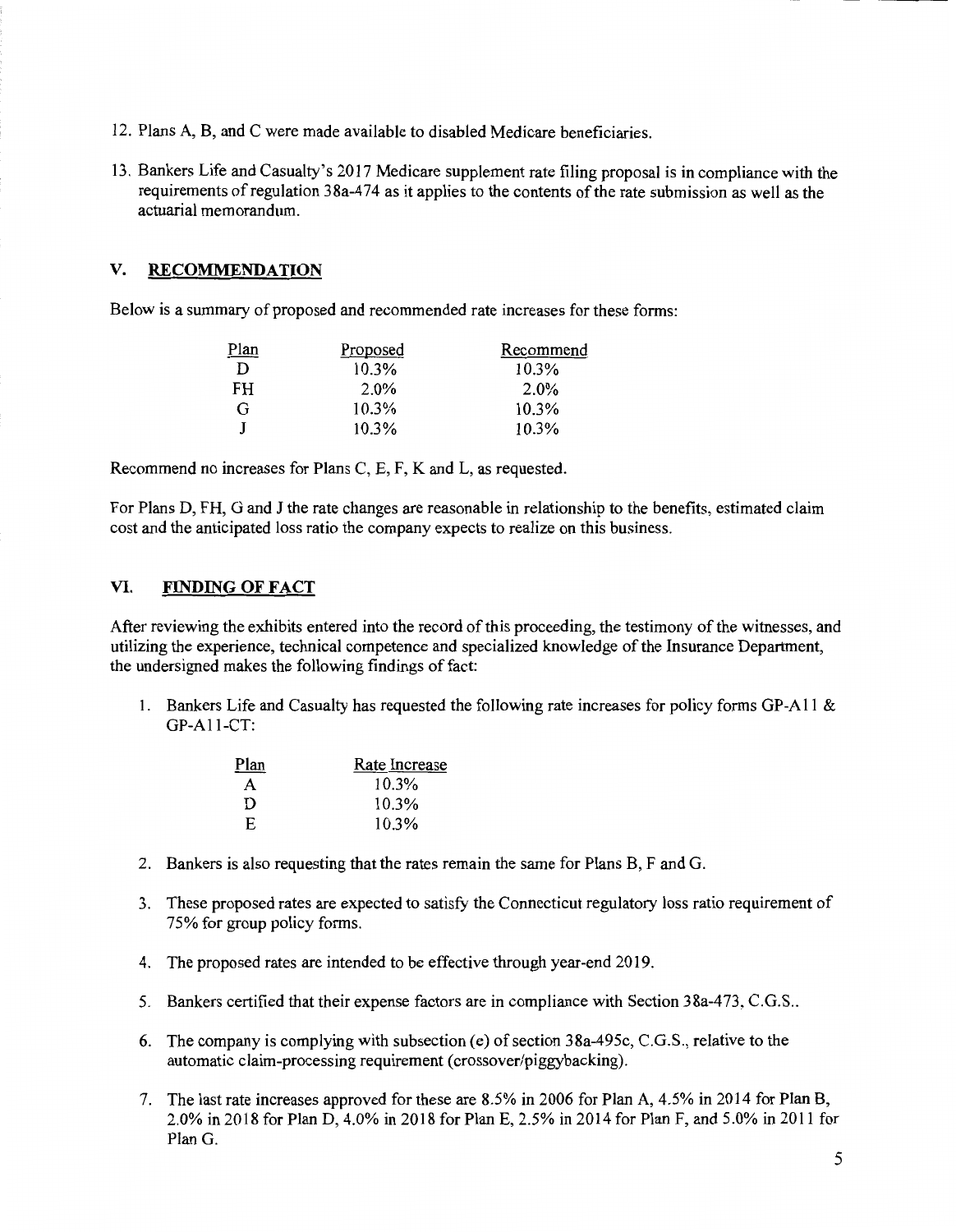12. Plans A, B, and C were made available to disabled Medicare beneficiaries.

13. Bankers Life and Casualty's 2017 Medicare supplement rate filing proposal is in compliance with the requirements of regulation 38a-474 as it applies to the contents of the rate submission as well as the actuarial memorandum.

## V. RECOMMENDATION

Below is a summary of proposed and recommended rate increases for these forms:

| Plan | Proposed | Recommend |
|---|---|---|
| D | 10.3% | 10.3% |
| FH | 2.0% | 2.0% |
| G | 10.3% | 10.3% |
| J | 10.3% | 10.3% |

Recommend no increases for Plans C, E, F, K and L, as requested.

For Plans D, FH, G and J the rate changes are reasonable in relationship to the benefits, estimated claim cost and the anticipated loss ratio the company expects to realize on this business.

## VI. FINDING OF FACT

After reviewing the exhibits entered into the record of this proceeding, the testimony of the witnesses, and utilizing the experience, technical competence and specialized knowledge of the Insurance Department, the undersigned makes the following findings of fact:

1. Bankers Life and Casualty has requested the following rate increases for policy forms GP-A11 & GP-A11-CT:

| Plan | Rate Increase |
|---|---|
| A | 10.3% |
| D | 10.3% |
| E | 10.3% |

2. Bankers is also requesting that the rates remain the same for Plans B, F and G.

3. These proposed rates are expected to satisfy the Connecticut regulatory loss ratio requirement of 75% for group policy forms.

4. The proposed rates are intended to be effective through year-end 2019.

5. Bankers certified that their expense factors are in compliance with Section 38a-473, C.G.S..

6. The company is complying with subsection (e) of section 38a-495c, C.G.S., relative to the automatic claim-processing requirement (crossover/piggybacking).

7. The last rate increases approved for these are 8.5% in 2006 for Plan A, 4.5% in 2014 for Plan B, 2.0% in 2018 for Plan D, 4.0% in 2018 for Plan E, 2.5% in 2014 for Plan F, and 5.0% in 2011 for Plan G.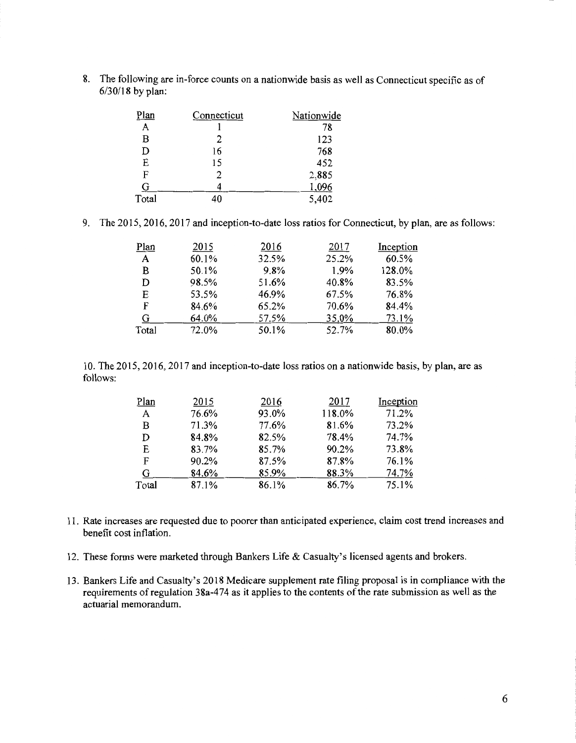8. The following are in-force counts on a nationwide basis as well as Connecticut specific as of 6/30/18 by plan:

| Plan | Connecticut | Nationwide |
|---|---|---|
| A | 1 | 78 |
| B | 2 | 123 |
| D | 16 | 768 |
| E | 15 | 452 |
| F | 2 | 2,885 |
| G | 4 | 1,096 |
| Total | 40 | 5,402 |

9. The 2015, 2016, 2017 and inception-to-date loss ratios for Connecticut, by plan, are as follows:

| Plan | 2015 | 2016 | 2017 | Inception |
|---|---|---|---|---|
| A | 60.1% | 32.5% | 25.2% | 60.5% |
| B | 50.1% | 9.8% | 1.9% | 128.0% |
| D | 98.5% | 51.6% | 40.8% | 83.5% |
| E | 53.5% | 46.9% | 67.5% | 76.8% |
| F | 84.6% | 65.2% | 70.6% | 84.4% |
| G | 64.0% | 57.5% | 35.0% | 73.1% |
| Total | 72.0% | 50.1% | 52.7% | 80.0% |

10. The 2015, 2016, 2017 and inception-to-date loss ratios on a nationwide basis, by plan, are as follows:

| Plan | 2015 | 2016 | 2017 | Inception |
|---|---|---|---|---|
| A | 76.6% | 93.0% | 118.0% | 71.2% |
| B | 71.3% | 77.6% | 81.6% | 73.2% |
| D | 84.8% | 82.5% | 78.4% | 74.7% |
| E | 83.7% | 85.7% | 90.2% | 73.8% |
| F | 90.2% | 87.5% | 87.8% | 76.1% |
| G | 84.6% | 85.9% | 88.3% | 74.7% |
| Total | 87.1% | 86.1% | 86.7% | 75.1% |

11. Rate increases are requested due to poorer than anticipated experience, claim cost trend increases and benefit cost inflation.

12. These forms were marketed through Bankers Life & Casualty's licensed agents and brokers.

13. Bankers Life and Casualty's 2018 Medicare supplement rate filing proposal is in compliance with the requirements of regulation 38a-474 as it applies to the contents of the rate submission as well as the actuarial memorandum.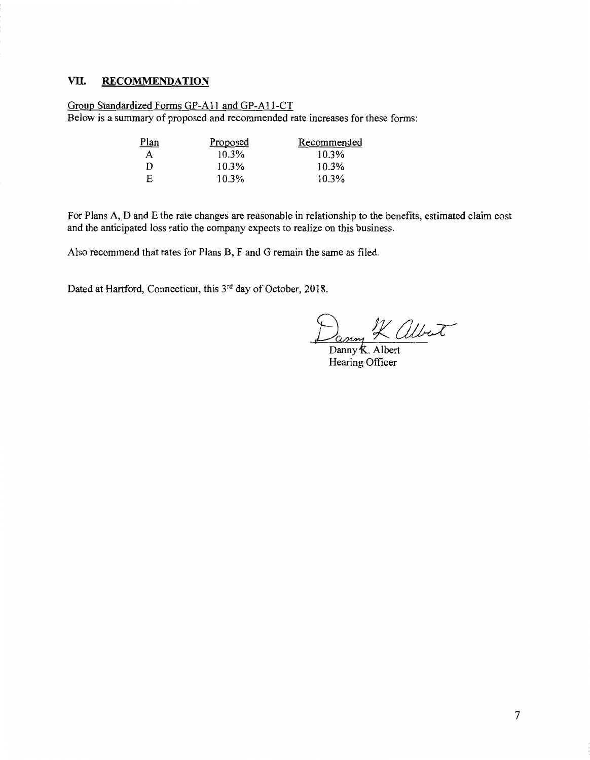## VII. RECOMMENDATION

Group Standardized Forms GP-A11 and GP-A11-CT

Below is a summary of proposed and recommended rate increases for these forms:

| Plan | Proposed | Recommended |
|---|---|---|
| A | 10.3% | 10.3% |
| D | 10.3% | 10.3% |
| E | 10.3% | 10.3% |

For Plans A, D and E the rate changes are reasonable in relationship to the benefits, estimated claim cost and the anticipated loss ratio the company expects to realize on this business.

Also recommend that rates for Plans B, F and G remain the same as filed.

Dated at Hartford, Connecticut, this 3rd day of October, 2018.

Danny K. Albert
Hearing Officer